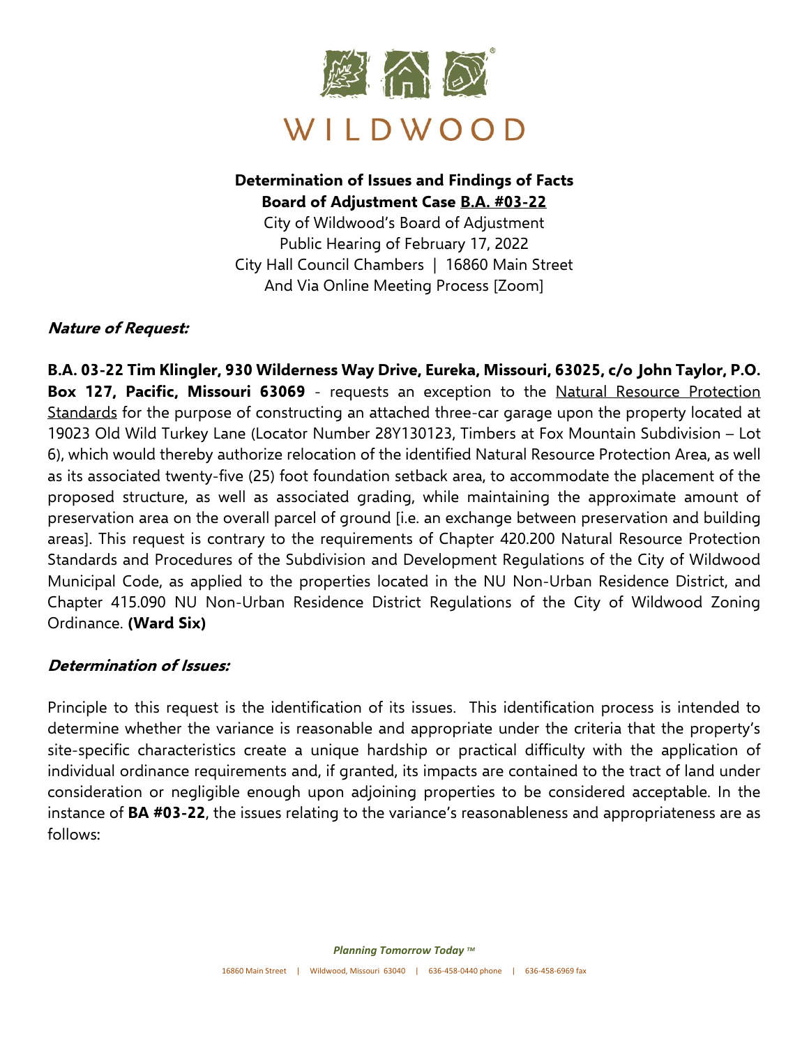WILDWOOD

**Determination of Issues and Findings of Facts**
**Board of Adjustment Case B.A. #03-22**
City of Wildwood's Board of Adjustment
Public Hearing of February 17, 2022
City Hall Council Chambers | 16860 Main Street
And Via Online Meeting Process [Zoom]

### *Nature of Request:*

**B.A. 03-22 Tim Klingler, 930 Wilderness Way Drive, Eureka, Missouri, 63025, c/o John Taylor, P.O. Box 127, Pacific, Missouri 63069** - requests an exception to the Natural Resource Protection Standards for the purpose of constructing an attached three-car garage upon the property located at 19023 Old Wild Turkey Lane (Locator Number 28Y130123, Timbers at Fox Mountain Subdivision – Lot 6), which would thereby authorize relocation of the identified Natural Resource Protection Area, as well as its associated twenty-five (25) foot foundation setback area, to accommodate the placement of the proposed structure, as well as associated grading, while maintaining the approximate amount of preservation area on the overall parcel of ground [i.e. an exchange between preservation and building areas]. This request is contrary to the requirements of Chapter 420.200 Natural Resource Protection Standards and Procedures of the Subdivision and Development Regulations of the City of Wildwood Municipal Code, as applied to the properties located in the NU Non-Urban Residence District, and Chapter 415.090 NU Non-Urban Residence District Regulations of the City of Wildwood Zoning Ordinance. **(Ward Six)**

### *Determination of Issues:*

Principle to this request is the identification of its issues. This identification process is intended to determine whether the variance is reasonable and appropriate under the criteria that the property's site-specific characteristics create a unique hardship or practical difficulty with the application of individual ordinance requirements and, if granted, its impacts are contained to the tract of land under consideration or negligible enough upon adjoining properties to be considered acceptable. In the instance of **BA #03-22**, the issues relating to the variance's reasonableness and appropriateness are as follows: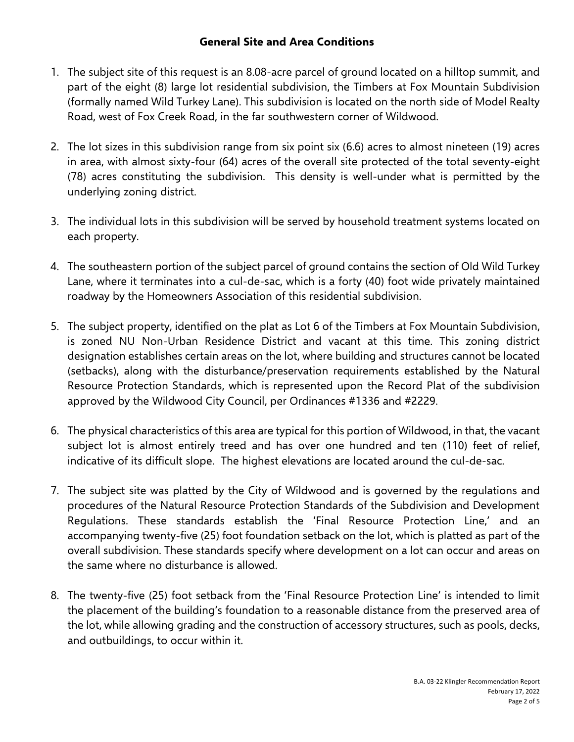## General Site and Area Conditions

1. The subject site of this request is an 8.08-acre parcel of ground located on a hilltop summit, and part of the eight (8) large lot residential subdivision, the Timbers at Fox Mountain Subdivision (formally named Wild Turkey Lane). This subdivision is located on the north side of Model Realty Road, west of Fox Creek Road, in the far southwestern corner of Wildwood.

2. The lot sizes in this subdivision range from six point six (6.6) acres to almost nineteen (19) acres in area, with almost sixty-four (64) acres of the overall site protected of the total seventy-eight (78) acres constituting the subdivision. This density is well-under what is permitted by the underlying zoning district.

3. The individual lots in this subdivision will be served by household treatment systems located on each property.

4. The southeastern portion of the subject parcel of ground contains the section of Old Wild Turkey Lane, where it terminates into a cul-de-sac, which is a forty (40) foot wide privately maintained roadway by the Homeowners Association of this residential subdivision.

5. The subject property, identified on the plat as Lot 6 of the Timbers at Fox Mountain Subdivision, is zoned NU Non-Urban Residence District and vacant at this time. This zoning district designation establishes certain areas on the lot, where building and structures cannot be located (setbacks), along with the disturbance/preservation requirements established by the Natural Resource Protection Standards, which is represented upon the Record Plat of the subdivision approved by the Wildwood City Council, per Ordinances #1336 and #2229.

6. The physical characteristics of this area are typical for this portion of Wildwood, in that, the vacant subject lot is almost entirely treed and has over one hundred and ten (110) feet of relief, indicative of its difficult slope. The highest elevations are located around the cul-de-sac.

7. The subject site was platted by the City of Wildwood and is governed by the regulations and procedures of the Natural Resource Protection Standards of the Subdivision and Development Regulations. These standards establish the 'Final Resource Protection Line,' and an accompanying twenty-five (25) foot foundation setback on the lot, which is platted as part of the overall subdivision. These standards specify where development on a lot can occur and areas on the same where no disturbance is allowed.

8. The twenty-five (25) foot setback from the 'Final Resource Protection Line' is intended to limit the placement of the building's foundation to a reasonable distance from the preserved area of the lot, while allowing grading and the construction of accessory structures, such as pools, decks, and outbuildings, to occur within it.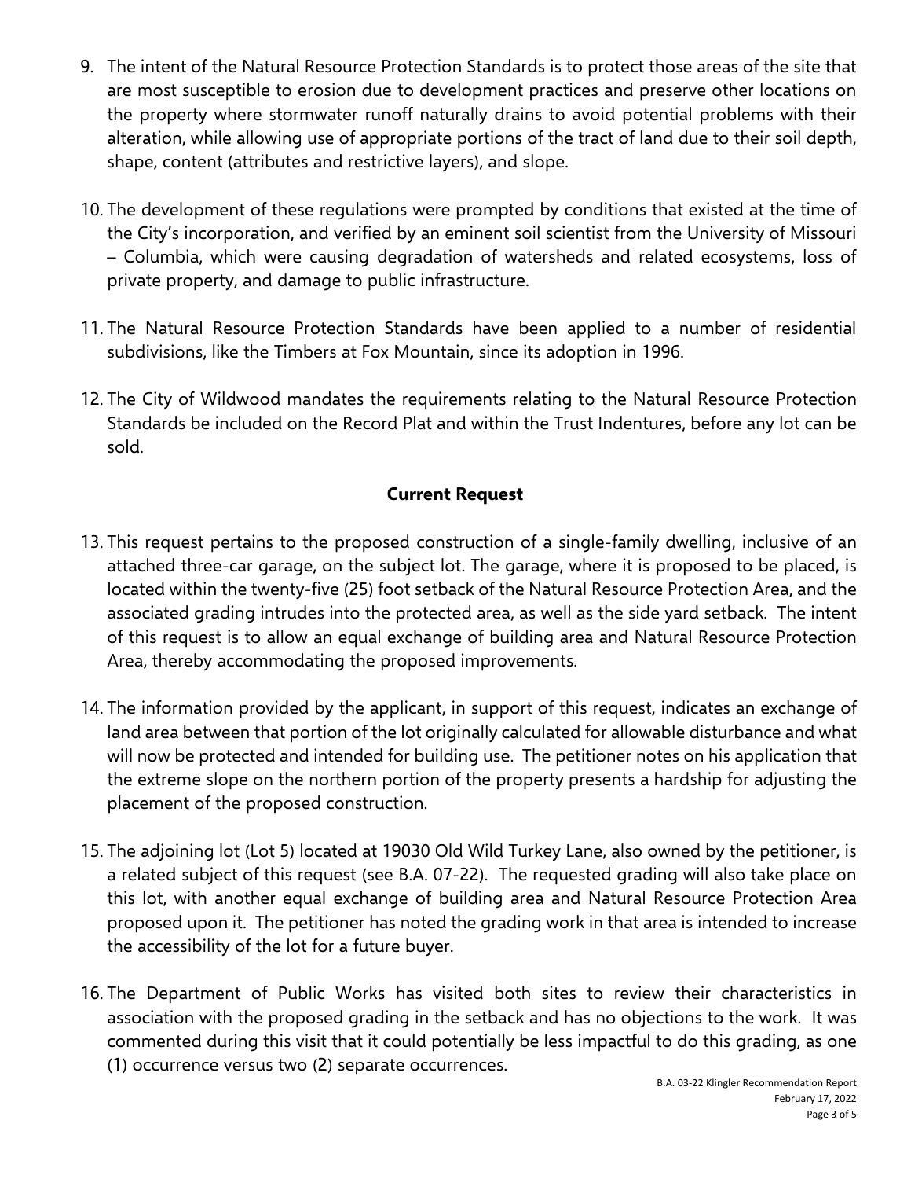9. The intent of the Natural Resource Protection Standards is to protect those areas of the site that are most susceptible to erosion due to development practices and preserve other locations on the property where stormwater runoff naturally drains to avoid potential problems with their alteration, while allowing use of appropriate portions of the tract of land due to their soil depth, shape, content (attributes and restrictive layers), and slope.

10. The development of these regulations were prompted by conditions that existed at the time of the City's incorporation, and verified by an eminent soil scientist from the University of Missouri – Columbia, which were causing degradation of watersheds and related ecosystems, loss of private property, and damage to public infrastructure.

11. The Natural Resource Protection Standards have been applied to a number of residential subdivisions, like the Timbers at Fox Mountain, since its adoption in 1996.

12. The City of Wildwood mandates the requirements relating to the Natural Resource Protection Standards be included on the Record Plat and within the Trust Indentures, before any lot can be sold.

## Current Request

13. This request pertains to the proposed construction of a single-family dwelling, inclusive of an attached three-car garage, on the subject lot. The garage, where it is proposed to be placed, is located within the twenty-five (25) foot setback of the Natural Resource Protection Area, and the associated grading intrudes into the protected area, as well as the side yard setback. The intent of this request is to allow an equal exchange of building area and Natural Resource Protection Area, thereby accommodating the proposed improvements.

14. The information provided by the applicant, in support of this request, indicates an exchange of land area between that portion of the lot originally calculated for allowable disturbance and what will now be protected and intended for building use. The petitioner notes on his application that the extreme slope on the northern portion of the property presents a hardship for adjusting the placement of the proposed construction.

15. The adjoining lot (Lot 5) located at 19030 Old Wild Turkey Lane, also owned by the petitioner, is a related subject of this request (see B.A. 07-22). The requested grading will also take place on this lot, with another equal exchange of building area and Natural Resource Protection Area proposed upon it. The petitioner has noted the grading work in that area is intended to increase the accessibility of the lot for a future buyer.

16. The Department of Public Works has visited both sites to review their characteristics in association with the proposed grading in the setback and has no objections to the work. It was commented during this visit that it could potentially be less impactful to do this grading, as one (1) occurrence versus two (2) separate occurrences.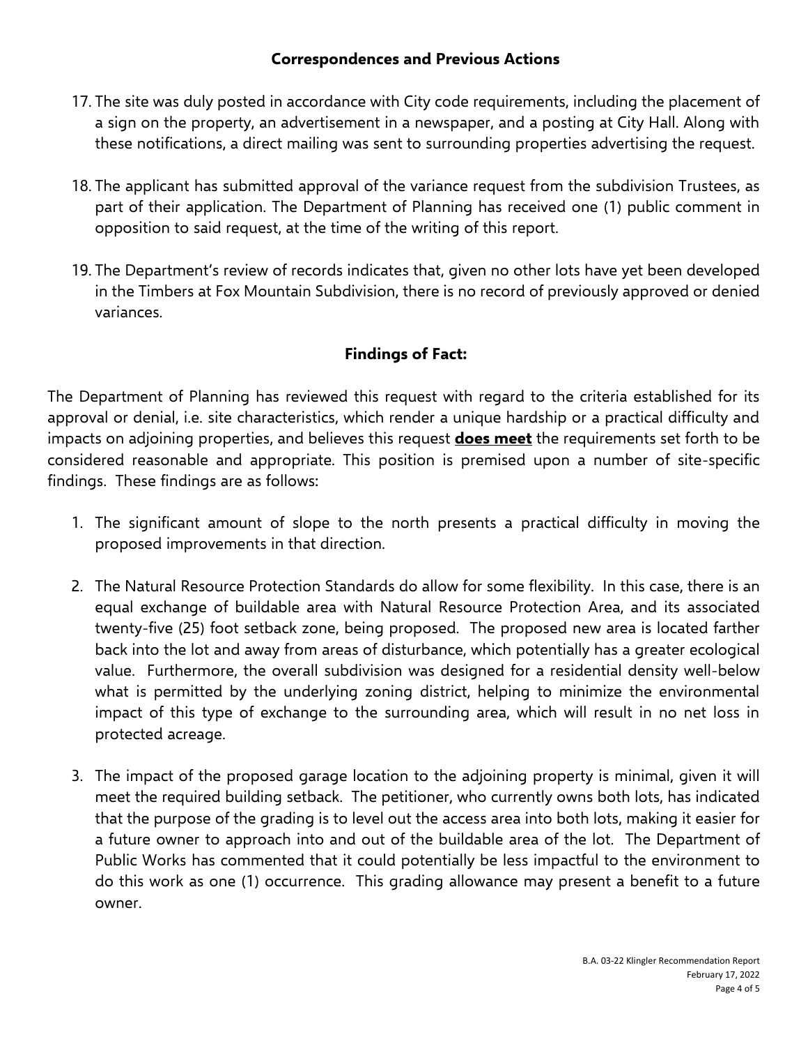## Correspondences and Previous Actions

17. The site was duly posted in accordance with City code requirements, including the placement of a sign on the property, an advertisement in a newspaper, and a posting at City Hall. Along with these notifications, a direct mailing was sent to surrounding properties advertising the request.

18. The applicant has submitted approval of the variance request from the subdivision Trustees, as part of their application. The Department of Planning has received one (1) public comment in opposition to said request, at the time of the writing of this report.

19. The Department's review of records indicates that, given no other lots have yet been developed in the Timbers at Fox Mountain Subdivision, there is no record of previously approved or denied variances.

## Findings of Fact:

The Department of Planning has reviewed this request with regard to the criteria established for its approval or denial, i.e. site characteristics, which render a unique hardship or a practical difficulty and impacts on adjoining properties, and believes this request **does meet** the requirements set forth to be considered reasonable and appropriate. This position is premised upon a number of site-specific findings. These findings are as follows:

1. The significant amount of slope to the north presents a practical difficulty in moving the proposed improvements in that direction.

2. The Natural Resource Protection Standards do allow for some flexibility. In this case, there is an equal exchange of buildable area with Natural Resource Protection Area, and its associated twenty-five (25) foot setback zone, being proposed. The proposed new area is located farther back into the lot and away from areas of disturbance, which potentially has a greater ecological value. Furthermore, the overall subdivision was designed for a residential density well-below what is permitted by the underlying zoning district, helping to minimize the environmental impact of this type of exchange to the surrounding area, which will result in no net loss in protected acreage.

3. The impact of the proposed garage location to the adjoining property is minimal, given it will meet the required building setback. The petitioner, who currently owns both lots, has indicated that the purpose of the grading is to level out the access area into both lots, making it easier for a future owner to approach into and out of the buildable area of the lot. The Department of Public Works has commented that it could potentially be less impactful to the environment to do this work as one (1) occurrence. This grading allowance may present a benefit to a future owner.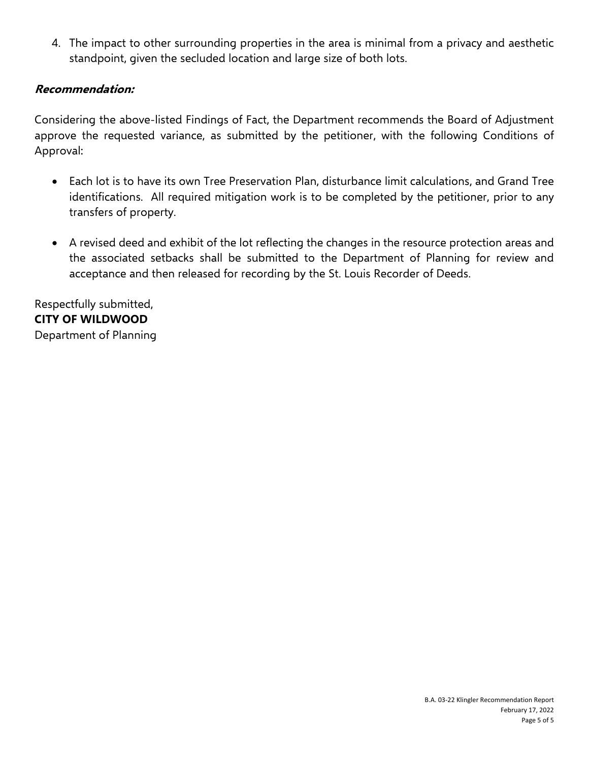4. The impact to other surrounding properties in the area is minimal from a privacy and aesthetic standpoint, given the secluded location and large size of both lots.

### ***Recommendation:***

Considering the above-listed Findings of Fact, the Department recommends the Board of Adjustment approve the requested variance, as submitted by the petitioner, with the following Conditions of Approval:

- Each lot is to have its own Tree Preservation Plan, disturbance limit calculations, and Grand Tree identifications. All required mitigation work is to be completed by the petitioner, prior to any transfers of property.

- A revised deed and exhibit of the lot reflecting the changes in the resource protection areas and the associated setbacks shall be submitted to the Department of Planning for review and acceptance and then released for recording by the St. Louis Recorder of Deeds.

Respectfully submitted,
**CITY OF WILDWOOD**
Department of Planning